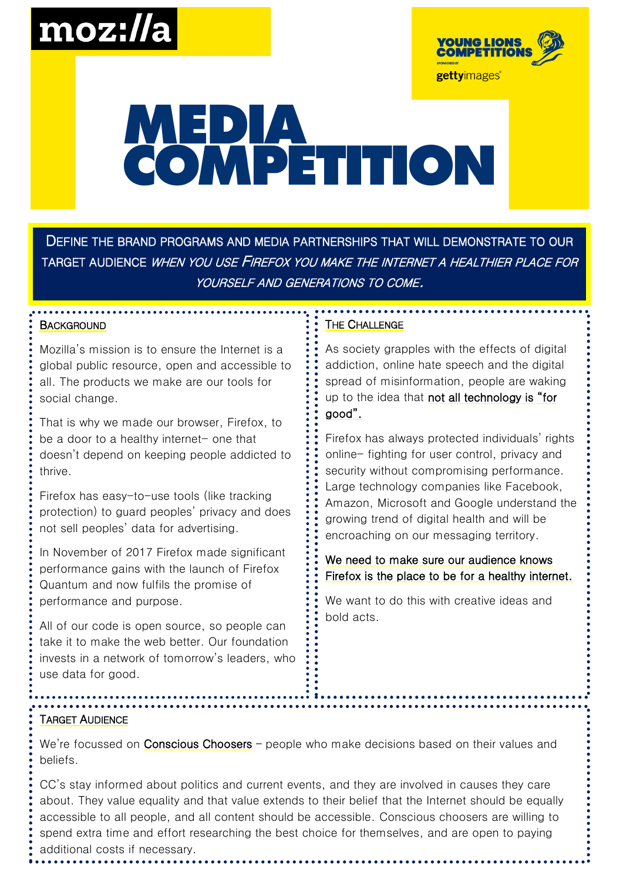mozilla

YOUNG LIONS COMPETITIONS

SPONSORED BY gettyimages

# MEDIA COMPETITION

**DEFINE THE BRAND PROGRAMS AND MEDIA PARTNERSHIPS THAT WILL DEMONSTRATE TO OUR TARGET AUDIENCE *WHEN YOU USE FIREFOX YOU MAKE THE INTERNET A HEALTHIER PLACE FOR YOURSELF AND GENERATIONS TO COME.***

## BACKGROUND

Mozilla's mission is to ensure the Internet is a global public resource, open and accessible to all. The products we make are our tools for social change.

That is why we made our browser, Firefox, to be a door to a healthy internet– one that doesn't depend on keeping people addicted to thrive.

Firefox has easy-to-use tools (like tracking protection) to guard peoples' privacy and does not sell peoples' data for advertising.

In November of 2017 Firefox made significant performance gains with the launch of Firefox Quantum and now fulfils the promise of performance and purpose.

All of our code is open source, so people can take it to make the web better. Our foundation invests in a network of tomorrow's leaders, who use data for good.

## THE CHALLENGE

As society grapples with the effects of digital addiction, online hate speech and the digital spread of misinformation, people are waking up to the idea that not all technology is "for good".

Firefox has always protected individuals' rights online– fighting for user control, privacy and security without compromising performance. Large technology companies like Facebook, Amazon, Microsoft and Google understand the growing trend of digital health and will be encroaching on our messaging territory.

We need to make sure our audience knows Firefox is the place to be for a healthy internet.

We want to do this with creative ideas and bold acts.

## TARGET AUDIENCE

We're focussed on Conscious Choosers – people who make decisions based on their values and beliefs.

CC's stay informed about politics and current events, and they are involved in causes they care about. They value equality and that value extends to their belief that the Internet should be equally accessible to all people, and all content should be accessible. Conscious choosers are willing to spend extra time and effort researching the best choice for themselves, and are open to paying additional costs if necessary.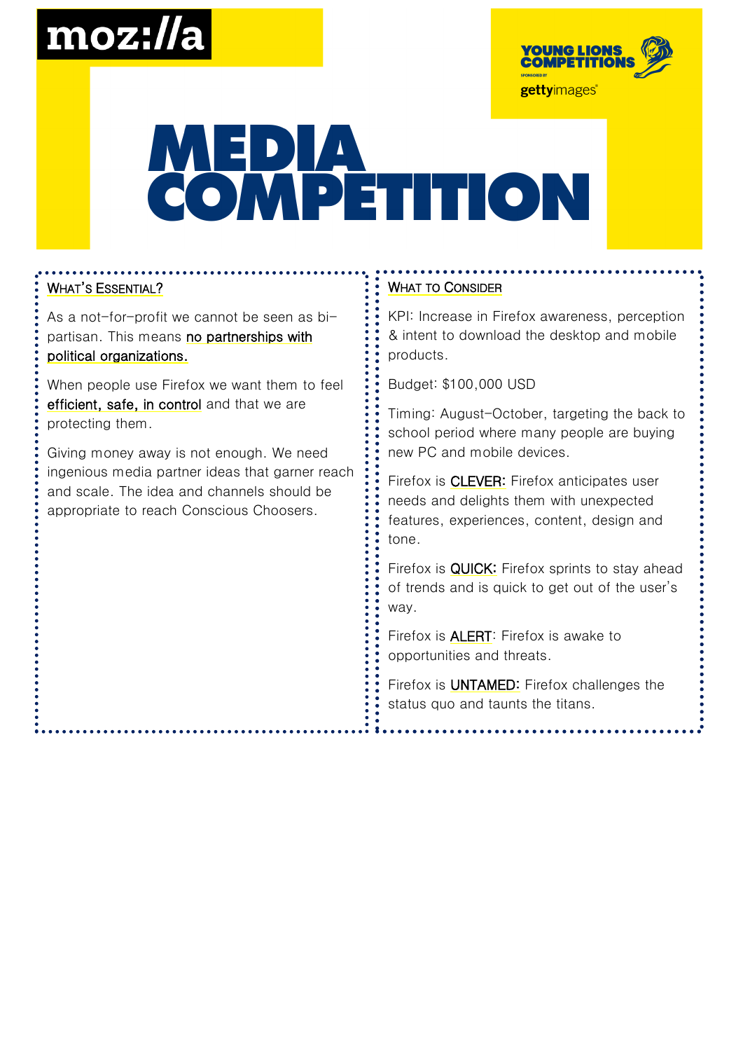moz://a

YOUNG LIONS COMPETITIONS

SPONSORED BY

gettyimages

# MEDIA COMPETITION

## What's Essential?

As a not-for-profit we cannot be seen as bi-partisan. This means no partnerships with political organizations.

When people use Firefox we want them to feel efficient, safe, in control and that we are protecting them.

Giving money away is not enough. We need ingenious media partner ideas that garner reach and scale. The idea and channels should be appropriate to reach Conscious Choosers.

## What to Consider

KPI: Increase in Firefox awareness, perception & intent to download the desktop and mobile products.

Budget: $100,000 USD

Timing: August-October, targeting the back to school period where many people are buying new PC and mobile devices.

Firefox is CLEVER: Firefox anticipates user needs and delights them with unexpected features, experiences, content, design and tone.

Firefox is QUICK: Firefox sprints to stay ahead of trends and is quick to get out of the user's way.

Firefox is ALERT: Firefox is awake to opportunities and threats.

Firefox is UNTAMED: Firefox challenges the status quo and taunts the titans.